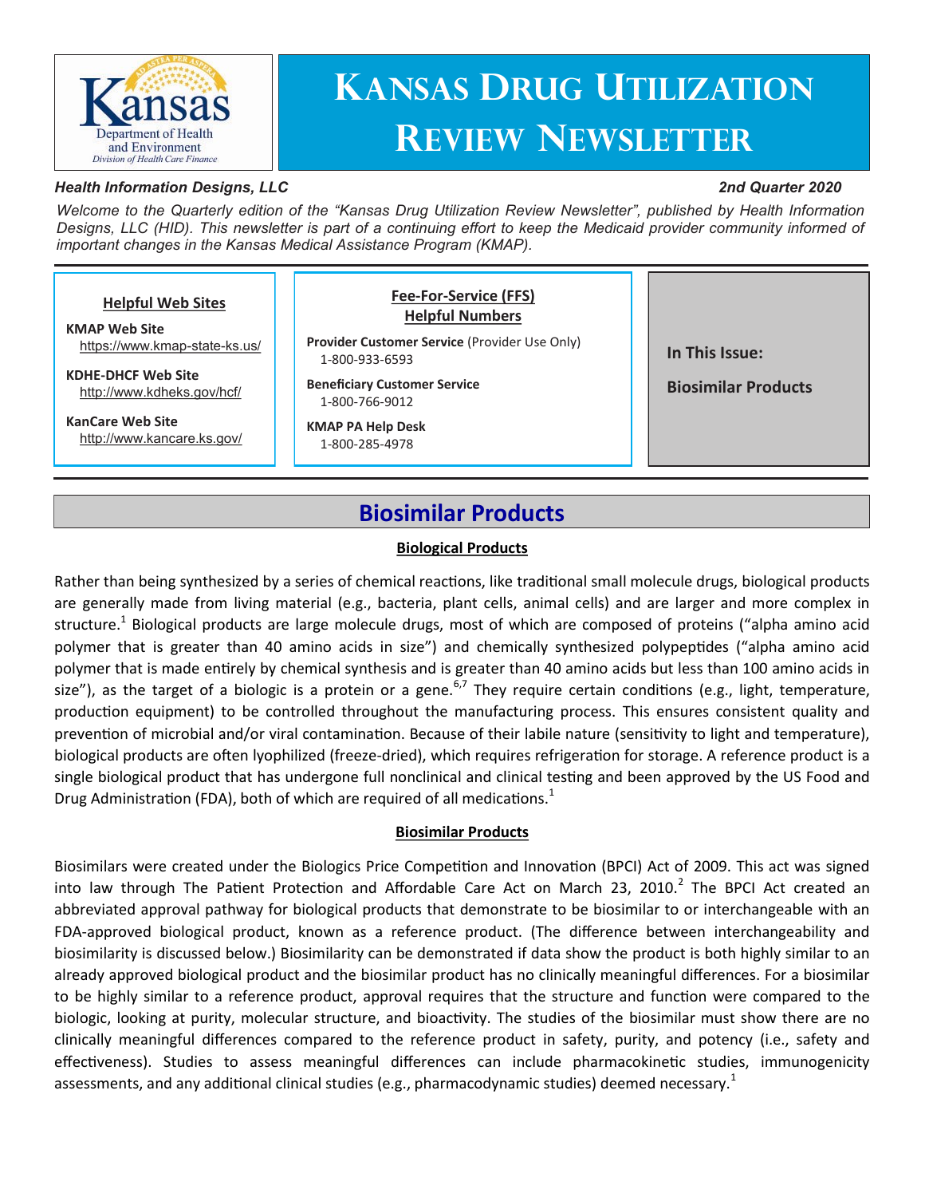# Kansas Drug Utilization Review Newsletter

Kansas Department of Health and Environment
Division of Health Care Finance

***Health Information Designs, LLC*** ***2nd Quarter 2020***

*Welcome to the Quarterly edition of the "Kansas Drug Utilization Review Newsletter", published by Health Information Designs, LLC (HID). This newsletter is part of a continuing effort to keep the Medicaid provider community informed of important changes in the Kansas Medical Assistance Program (KMAP).*

**Helpful Web Sites**

**KMAP Web Site**
https://www.kmap-state-ks.us/

**KDHE-DHCF Web Site**
http://www.kdheks.gov/hcf/

**KanCare Web Site**
http://www.kancare.ks.gov/

**Fee-For-Service (FFS) Helpful Numbers**

**Provider Customer Service** (Provider Use Only)
1-800-933-6593

**Beneficiary Customer Service**
1-800-766-9012

**KMAP PA Help Desk**
1-800-285-4978

**In This Issue:**

**Biosimilar Products**

## Biosimilar Products

### Biological Products

Rather than being synthesized by a series of chemical reactions, like traditional small molecule drugs, biological products are generally made from living material (e.g., bacteria, plant cells, animal cells) and are larger and more complex in structure.[1] Biological products are large molecule drugs, most of which are composed of proteins ("alpha amino acid polymer that is greater than 40 amino acids in size") and chemically synthesized polypeptides ("alpha amino acid polymer that is made entirely by chemical synthesis and is greater than 40 amino acids but less than 100 amino acids in size"), as the target of a biologic is a protein or a gene.[6,7] They require certain conditions (e.g., light, temperature, production equipment) to be controlled throughout the manufacturing process. This ensures consistent quality and prevention of microbial and/or viral contamination. Because of their labile nature (sensitivity to light and temperature), biological products are often lyophilized (freeze-dried), which requires refrigeration for storage. A reference product is a single biological product that has undergone full nonclinical and clinical testing and been approved by the US Food and Drug Administration (FDA), both of which are required of all medications.[1]

### Biosimilar Products

Biosimilars were created under the Biologics Price Competition and Innovation (BPCI) Act of 2009. This act was signed into law through The Patient Protection and Affordable Care Act on March 23, 2010.[2] The BPCI Act created an abbreviated approval pathway for biological products that demonstrate to be biosimilar to or interchangeable with an FDA-approved biological product, known as a reference product. (The difference between interchangeability and biosimilarity is discussed below.) Biosimilarity can be demonstrated if data show the product is both highly similar to an already approved biological product and the biosimilar product has no clinically meaningful differences. For a biosimilar to be highly similar to a reference product, approval requires that the structure and function were compared to the biologic, looking at purity, molecular structure, and bioactivity. The studies of the biosimilar must show there are no clinically meaningful differences compared to the reference product in safety, purity, and potency (i.e., safety and effectiveness). Studies to assess meaningful differences can include pharmacokinetic studies, immunogenicity assessments, and any additional clinical studies (e.g., pharmacodynamic studies) deemed necessary.[1]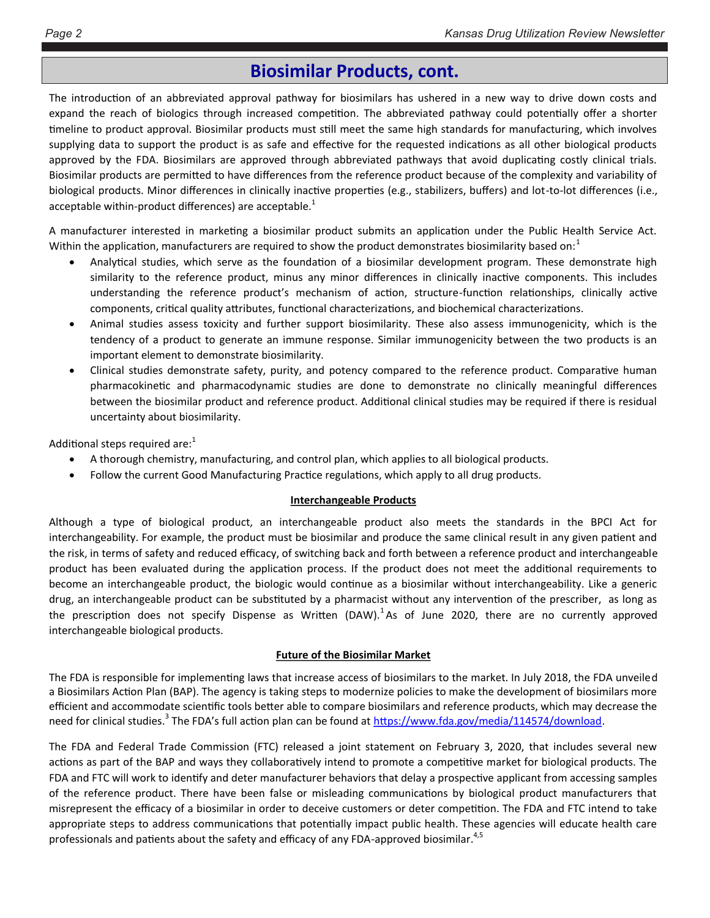## Biosimilar Products, cont.

The introduction of an abbreviated approval pathway for biosimilars has ushered in a new way to drive down costs and expand the reach of biologics through increased competition. The abbreviated pathway could potentially offer a shorter timeline to product approval. Biosimilar products must still meet the same high standards for manufacturing, which involves supplying data to support the product is as safe and effective for the requested indications as all other biological products approved by the FDA. Biosimilars are approved through abbreviated pathways that avoid duplicating costly clinical trials. Biosimilar products are permitted to have differences from the reference product because of the complexity and variability of biological products. Minor differences in clinically inactive properties (e.g., stabilizers, buffers) and lot-to-lot differences (i.e., acceptable within-product differences) are acceptable.[1]

A manufacturer interested in marketing a biosimilar product submits an application under the Public Health Service Act. Within the application, manufacturers are required to show the product demonstrates biosimilarity based on:[1]

- Analytical studies, which serve as the foundation of a biosimilar development program. These demonstrate high similarity to the reference product, minus any minor differences in clinically inactive components. This includes understanding the reference product's mechanism of action, structure-function relationships, clinically active components, critical quality attributes, functional characterizations, and biochemical characterizations.
- Animal studies assess toxicity and further support biosimilarity. These also assess immunogenicity, which is the tendency of a product to generate an immune response. Similar immunogenicity between the two products is an important element to demonstrate biosimilarity.
- Clinical studies demonstrate safety, purity, and potency compared to the reference product. Comparative human pharmacokinetic and pharmacodynamic studies are done to demonstrate no clinically meaningful differences between the biosimilar product and reference product. Additional clinical studies may be required if there is residual uncertainty about biosimilarity.

Additional steps required are:[1]

- A thorough chemistry, manufacturing, and control plan, which applies to all biological products.
- Follow the current Good Manufacturing Practice regulations, which apply to all drug products.

### Interchangeable Products

Although a type of biological product, an interchangeable product also meets the standards in the BPCI Act for interchangeability. For example, the product must be biosimilar and produce the same clinical result in any given patient and the risk, in terms of safety and reduced efficacy, of switching back and forth between a reference product and interchangeable product has been evaluated during the application process. If the product does not meet the additional requirements to become an interchangeable product, the biologic would continue as a biosimilar without interchangeability. Like a generic drug, an interchangeable product can be substituted by a pharmacist without any intervention of the prescriber, as long as the prescription does not specify Dispense as Written (DAW).[1] As of June 2020, there are no currently approved interchangeable biological products.

### Future of the Biosimilar Market

The FDA is responsible for implementing laws that increase access of biosimilars to the market. In July 2018, the FDA unveiled a Biosimilars Action Plan (BAP). The agency is taking steps to modernize policies to make the development of biosimilars more efficient and accommodate scientific tools better able to compare biosimilars and reference products, which may decrease the need for clinical studies.[3] The FDA's full action plan can be found at https://www.fda.gov/media/114574/download.

The FDA and Federal Trade Commission (FTC) released a joint statement on February 3, 2020, that includes several new actions as part of the BAP and ways they collaboratively intend to promote a competitive market for biological products. The FDA and FTC will work to identify and deter manufacturer behaviors that delay a prospective applicant from accessing samples of the reference product. There have been false or misleading communications by biological product manufacturers that misrepresent the efficacy of a biosimilar in order to deceive customers or deter competition. The FDA and FTC intend to take appropriate steps to address communications that potentially impact public health. These agencies will educate health care professionals and patients about the safety and efficacy of any FDA-approved biosimilar.[4,5]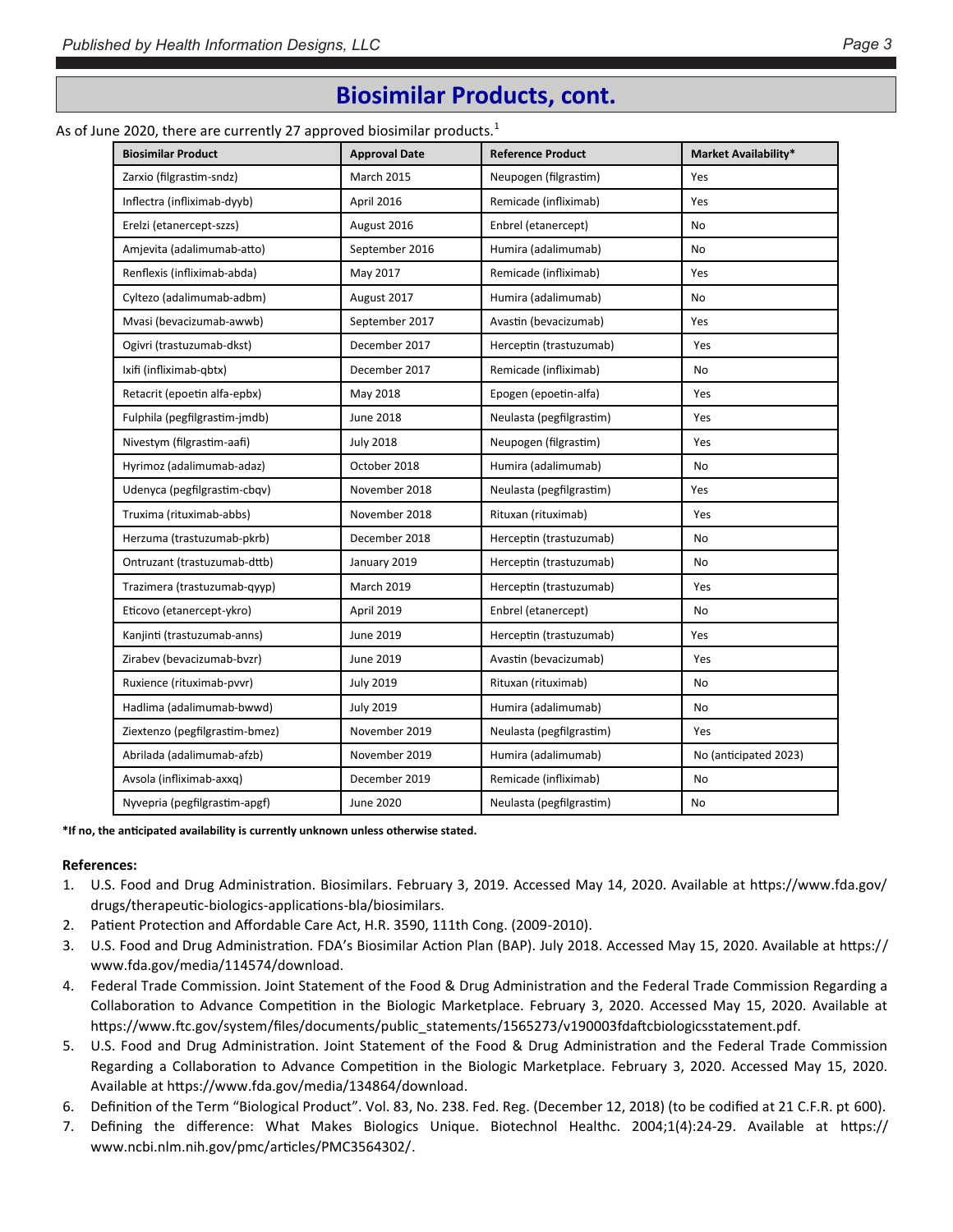## Biosimilar Products, cont.

As of June 2020, there are currently 27 approved biosimilar products.[1]

| Biosimilar Product | Approval Date | Reference Product | Market Availability* |
|---|---|---|---|
| Zarxio (filgrastim-sndz) | March 2015 | Neupogen (filgrastim) | Yes |
| Inflectra (infliximab-dyyb) | April 2016 | Remicade (infliximab) | Yes |
| Erelzi (etanercept-szzs) | August 2016 | Enbrel (etanercept) | No |
| Amjevita (adalimumab-atto) | September 2016 | Humira (adalimumab) | No |
| Renflexis (infliximab-abda) | May 2017 | Remicade (infliximab) | Yes |
| Cyltezo (adalimumab-adbm) | August 2017 | Humira (adalimumab) | No |
| Mvasi (bevacizumab-awwb) | September 2017 | Avastin (bevacizumab) | Yes |
| Ogivri (trastuzumab-dkst) | December 2017 | Herceptin (trastuzumab) | Yes |
| Ixifi (infliximab-qbtx) | December 2017 | Remicade (infliximab) | No |
| Retacrit (epoetin alfa-epbx) | May 2018 | Epogen (epoetin-alfa) | Yes |
| Fulphila (pegfilgrastim-jmdb) | June 2018 | Neulasta (pegfilgrastim) | Yes |
| Nivestym (filgrastim-aafi) | July 2018 | Neupogen (filgrastim) | Yes |
| Hyrimoz (adalimumab-adaz) | October 2018 | Humira (adalimumab) | No |
| Udenyca (pegfilgrastim-cbqv) | November 2018 | Neulasta (pegfilgrastim) | Yes |
| Truxima (rituximab-abbs) | November 2018 | Rituxan (rituximab) | Yes |
| Herzuma (trastuzumab-pkrb) | December 2018 | Herceptin (trastuzumab) | No |
| Ontruzant (trastuzumab-dttb) | January 2019 | Herceptin (trastuzumab) | No |
| Trazimera (trastuzumab-qyyp) | March 2019 | Herceptin (trastuzumab) | Yes |
| Eticovo (etanercept-ykro) | April 2019 | Enbrel (etanercept) | No |
| Kanjinti (trastuzumab-anns) | June 2019 | Herceptin (trastuzumab) | Yes |
| Zirabev (bevacizumab-bvzr) | June 2019 | Avastin (bevacizumab) | Yes |
| Ruxience (rituximab-pvvr) | July 2019 | Rituxan (rituximab) | No |
| Hadlima (adalimumab-bwwd) | July 2019 | Humira (adalimumab) | No |
| Ziextenzo (pegfilgrastim-bmez) | November 2019 | Neulasta (pegfilgrastim) | Yes |
| Abrilada (adalimumab-afzb) | November 2019 | Humira (adalimumab) | No (anticipated 2023) |
| Avsola (infliximab-axxq) | December 2019 | Remicade (infliximab) | No |
| Nyvepria (pegfilgrastim-apgf) | June 2020 | Neulasta (pegfilgrastim) | No |

**\*If no, the anticipated availability is currently unknown unless otherwise stated.**

**References:**

1. U.S. Food and Drug Administration. Biosimilars. February 3, 2019. Accessed May 14, 2020. Available at https://www.fda.gov/drugs/therapeutic-biologics-applications-bla/biosimilars.
2. Patient Protection and Affordable Care Act, H.R. 3590, 111th Cong. (2009-2010).
3. U.S. Food and Drug Administration. FDA's Biosimilar Action Plan (BAP). July 2018. Accessed May 15, 2020. Available at https://www.fda.gov/media/114574/download.
4. Federal Trade Commission. Joint Statement of the Food & Drug Administration and the Federal Trade Commission Regarding a Collaboration to Advance Competition in the Biologic Marketplace. February 3, 2020. Accessed May 15, 2020. Available at https://www.ftc.gov/system/files/documents/public_statements/1565273/v190003fdaftcbiologicsstatement.pdf.
5. U.S. Food and Drug Administration. Joint Statement of the Food & Drug Administration and the Federal Trade Commission Regarding a Collaboration to Advance Competition in the Biologic Marketplace. February 3, 2020. Accessed May 15, 2020. Available at https://www.fda.gov/media/134864/download.
6. Definition of the Term "Biological Product". Vol. 83, No. 238. Fed. Reg. (December 12, 2018) (to be codified at 21 C.F.R. pt 600).
7. Defining the difference: What Makes Biologics Unique. Biotechnol Healthc. 2004;1(4):24-29. Available at https://www.ncbi.nlm.nih.gov/pmc/articles/PMC3564302/.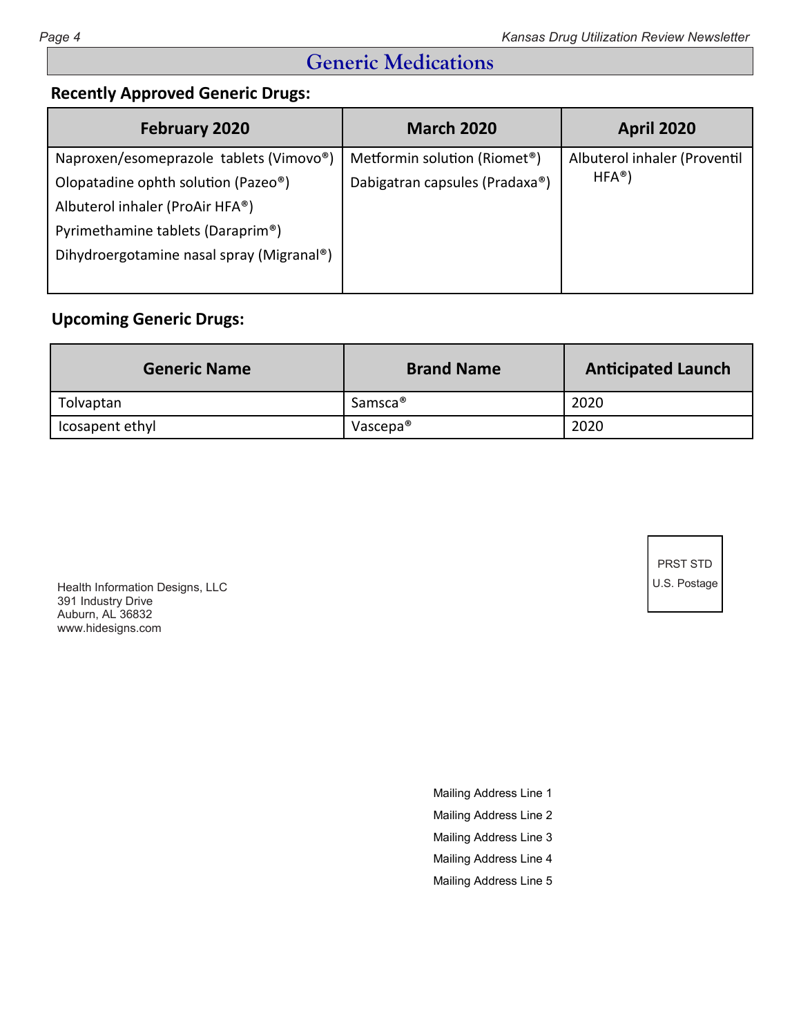# Generic Medications

## Recently Approved Generic Drugs:

| February 2020 | March 2020 | April 2020 |
|---|---|---|
| Naproxen/esomeprazole tablets (Vimovo®)<br>Olopatadine ophth solution (Pazeo®)<br>Albuterol inhaler (ProAir HFA®)<br>Pyrimethamine tablets (Daraprim®)<br>Dihydroergotamine nasal spray (Migranal®) | Metformin solution (Riomet®)<br>Dabigatran capsules (Pradaxa®) | Albuterol inhaler (Proventil HFA®) |

## Upcoming Generic Drugs:

| Generic Name | Brand Name | Anticipated Launch |
|---|---|---|
| Tolvaptan | Samsca® | 2020 |
| Icosapent ethyl | Vascepa® | 2020 |

Health Information Designs, LLC
391 Industry Drive
Auburn, AL 36832
www.hidesigns.com

PRST STD
U.S. Postage

Mailing Address Line 1
Mailing Address Line 2
Mailing Address Line 3
Mailing Address Line 4
Mailing Address Line 5